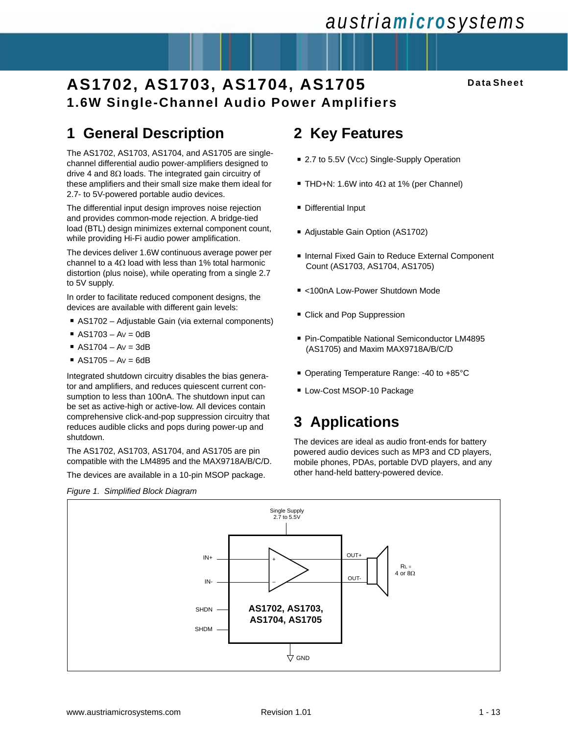# AS1702, AS1703, AS1704, AS1705

**1.6W Single-Channel Audio Power Amplifiers**

Data Sheet

## 1 General Description

The AS1702, AS1703, AS1704, and AS1705 are single-channel differential audio power-amplifiers designed to drive 4 and 8Ω loads. The integrated gain circuitry of these amplifiers and their small size make them ideal for 2.7- to 5V-powered portable audio devices.

The differential input design improves noise rejection and provides common-mode rejection. A bridge-tied load (BTL) design minimizes external component count, while providing Hi-Fi audio power amplification.

The devices deliver 1.6W continuous average power per channel to a 4Ω load with less than 1% total harmonic distortion (plus noise), while operating from a single 2.7 to 5V supply.

In order to facilitate reduced component designs, the devices are available with different gain levels:

- AS1702 – Adjustable Gain (via external components)
- AS1703 – Av = 0dB
- AS1704 – Av = 3dB
- AS1705 – Av = 6dB

Integrated shutdown circuitry disables the bias generator and amplifiers, and reduces quiescent current consumption to less than 100nA. The shutdown input can be set as active-high or active-low. All devices contain comprehensive click-and-pop suppression circuitry that reduces audible clicks and pops during power-up and shutdown.

The AS1702, AS1703, AS1704, and AS1705 are pin compatible with the LM4895 and the MAX9718A/B/C/D.

The devices are available in a 10-pin MSOP package.

## 2 Key Features

- 2.7 to 5.5V ($V_{CC}$) Single-Supply Operation
- THD+N: 1.6W into 4Ω at 1% (per Channel)
- Differential Input
- Adjustable Gain Option (AS1702)
- Internal Fixed Gain to Reduce External Component Count (AS1703, AS1704, AS1705)
- <100nA Low-Power Shutdown Mode
- Click and Pop Suppression
- Pin-Compatible National Semiconductor LM4895 (AS1705) and Maxim MAX9718A/B/C/D
- Operating Temperature Range: -40 to +85°C
- Low-Cost MSOP-10 Package

## 3 Applications

The devices are ideal as audio front-ends for battery powered audio devices such as MP3 and CD players, mobile phones, PDAs, portable DVD players, and any other hand-held battery-powered device.

*Figure 1. Simplified Block Diagram*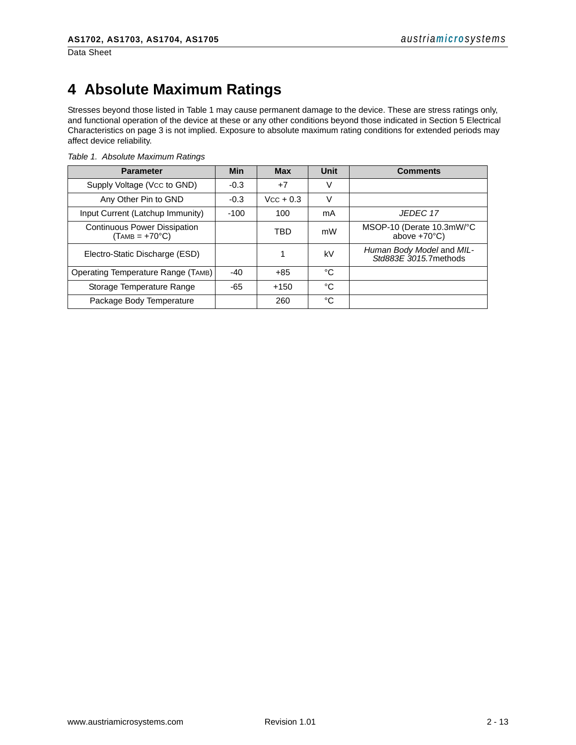# 4 Absolute Maximum Ratings

Stresses beyond those listed in Table 1 may cause permanent damage to the device. These are stress ratings only, and functional operation of the device at these or any other conditions beyond those indicated in Section 5 Electrical Characteristics on page 3 is not implied. Exposure to absolute maximum rating conditions for extended periods may affect device reliability.

*Table 1. Absolute Maximum Ratings*

| Parameter | Min | Max | Unit | Comments |
|---|---|---|---|---|
| Supply Voltage ($V_{CC}$ to GND) | -0.3 | +7 | V | |
| Any Other Pin to GND | -0.3 | $V_{CC}$ + 0.3 | V | |
| Input Current (Latchup Immunity) | -100 | 100 | mA | *JEDEC 17* |
| Continuous Power Dissipation ($T_{AMB}$ = +70°C) | | TBD | mW | MSOP-10 (Derate 10.3mW/°C above +70°C) |
| Electro-Static Discharge (ESD) | | 1 | kV | *Human Body Model* and *MIL-Std883E 3015.*7methods |
| Operating Temperature Range ($T_{AMB}$) | -40 | +85 | °C | |
| Storage Temperature Range | -65 | +150 | °C | |
| Package Body Temperature | | 260 | °C | |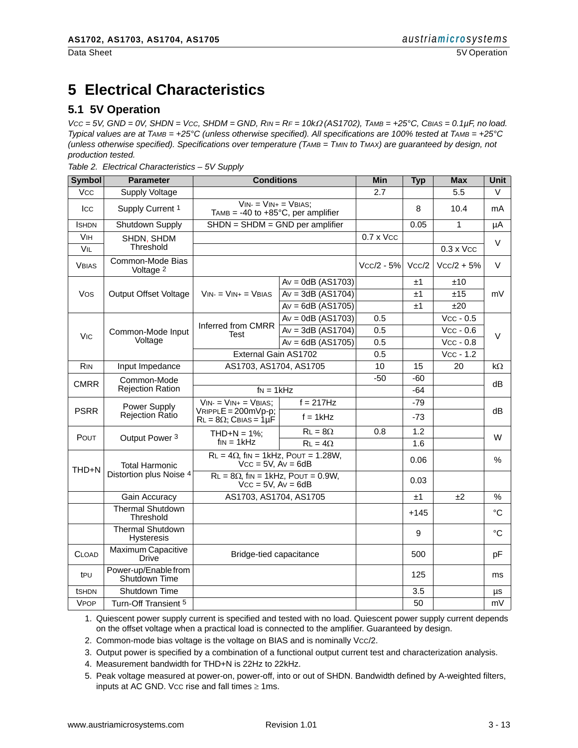// Page 3

# 5 Electrical Characteristics

## 5.1 5V Operation

*$V_{CC}$ = 5V, GND = 0V, SHDN = $V_{CC}$, SHDM = GND, $R_{IN}$ = $R_F$ = 10kΩ (AS1702), $T_{AMB}$ = +25°C, $C_{BIAS}$ = 0.1µF, no load. Typical values are at $T_{AMB}$ = +25°C (unless otherwise specified). All specifications are 100% tested at $T_{AMB}$ = +25°C (unless otherwise specified). Specifications over temperature ($T_{AMB}$ = $T_{MIN}$ to $T_{MAX}$) are guaranteed by design, not production tested.*

*Table 2. Electrical Characteristics – 5V Supply*

| Symbol | Parameter | Conditions | | Min | Typ | Max | Unit |
|---|---|---|---|---|---|---|---|
| $V_{CC}$ | Supply Voltage | | | 2.7 | | 5.5 | V |
| $I_{CC}$ | Supply Current [1] | $V_{IN-}$ = $V_{IN+}$ = $V_{BIAS}$; $T_{AMB}$ = -40 to +85°C, per amplifier | | | 8 | 10.4 | mA |
| $I_{SHDN}$ | Shutdown Supply | SHDN = SHDM = GND per amplifier | | | 0.05 | 1 | µA |
| $V_{IH}$ | SHDN, SHDM Threshold | | | 0.7 x $V_{CC}$ | | | V |
| $V_{IL}$ | | | | | | 0.3 x $V_{CC}$ | |
| $V_{BIAS}$ | Common-Mode Bias Voltage [2] | | | $V_{CC}$/2 - 5% | $V_{CC}$/2 | $V_{CC}$/2 + 5% | V |
| $V_{OS}$ | Output Offset Voltage | $V_{IN-}$ = $V_{IN+}$ = $V_{BIAS}$ | $A_V$ = 0dB (AS1703) | | ±1 | ±10 | mV |
| | | | $A_V$ = 3dB (AS1704) | | ±1 | ±15 | |
| | | | $A_V$ = 6dB (AS1705) | | ±1 | ±20 | |
| $V_{IC}$ | Common-Mode Input Voltage | Inferred from CMRR Test | $A_V$ = 0dB (AS1703) | 0.5 | | $V_{CC}$ - 0.5 | V |
| | | | $A_V$ = 3dB (AS1704) | 0.5 | | $V_{CC}$ - 0.6 | |
| | | | $A_V$ = 6dB (AS1705) | 0.5 | | $V_{CC}$ - 0.8 | |
| | | External Gain AS1702 | | 0.5 | | $V_{CC}$ - 1.2 | |
| $R_{IN}$ | Input Impedance | AS1703, AS1704, AS1705 | | 10 | 15 | 20 | kΩ |
| CMRR | Common-Mode Rejection Ration | | | -50 | -60 | | dB |
| | | $f_N$ = 1kHz | | | -64 | | |
| PSRR | Power Supply Rejection Ratio | $V_{IN-}$ = $V_{IN+}$ = $V_{BIAS}$; $V_{RIPPLE}$ = 200mVp-p; $R_L$ = 8Ω; $C_{BIAS}$ = 1µF | f = 217Hz | | -79 | | dB |
| | | | f = 1kHz | | -73 | | |
| $P_{OUT}$ | Output Power [3] | THD+N = 1%; $f_{IN}$ = 1kHz | $R_L$ = 8Ω | 0.8 | 1.2 | | W |
| | | | $R_L$ = 4Ω | | 1.6 | | |
| THD+N | Total Harmonic Distortion plus Noise [4] | $R_L$ = 4Ω, $f_{IN}$ = 1kHz, $P_{OUT}$ = 1.28W, $V_{CC}$ = 5V, $A_V$ = 6dB | | | 0.06 | | % |
| | | $R_L$ = 8Ω, $f_{IN}$ = 1kHz, $P_{OUT}$ = 0.9W, $V_{CC}$ = 5V, $A_V$ = 6dB | | | 0.03 | | |
| | Gain Accuracy | AS1703, AS1704, AS1705 | | | ±1 | ±2 | % |
| | Thermal Shutdown Threshold | | | | +145 | | °C |
| | Thermal Shutdown Hysteresis | | | | 9 | | °C |
| $C_{LOAD}$ | Maximum Capacitive Drive | Bridge-tied capacitance | | | 500 | | pF |
| $t_{PU}$ | Power-up/Enable from Shutdown Time | | | | 125 | | ms |
| $t_{SHDN}$ | Shutdown Time | | | | 3.5 | | µs |
| $V_{POP}$ | Turn-Off Transient [5] | | | | 50 | | mV |

1. Quiescent power supply current is specified and tested with no load. Quiescent power supply current depends on the offset voltage when a practical load is connected to the amplifier. Guaranteed by design.
2. Common-mode bias voltage is the voltage on BIAS and is nominally $V_{CC}$/2.
3. Output power is specified by a combination of a functional output current test and characterization analysis.
4. Measurement bandwidth for THD+N is 22Hz to 22kHz.
5. Peak voltage measured at power-on, power-off, into or out of SHDN. Bandwidth defined by A-weighted filters, inputs at AC GND. $V_{CC}$ rise and fall times ≥ 1ms.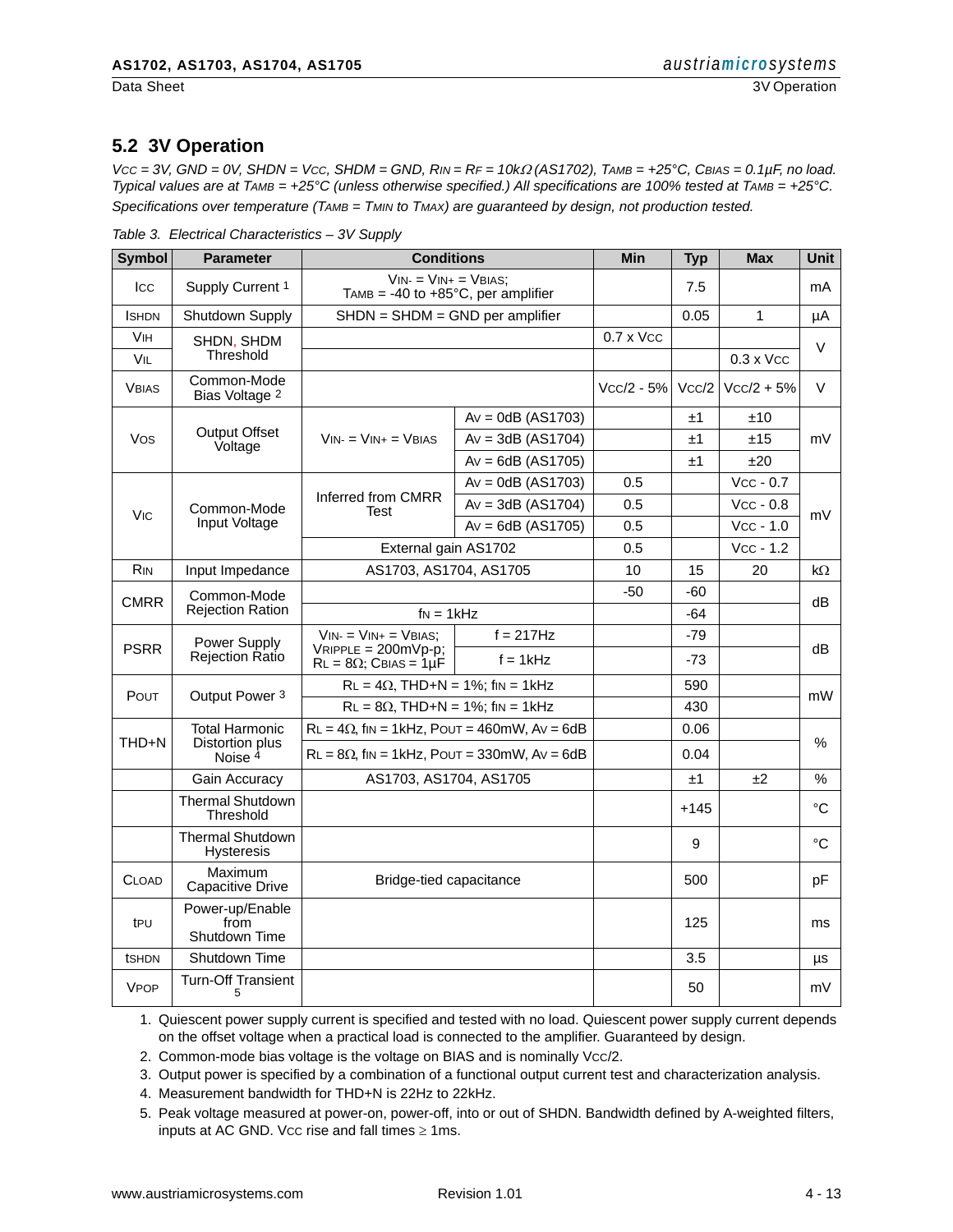## 5.2 3V Operation

*$V_{CC}$ = 3V, GND = 0V, SHDN = $V_{CC}$, SHDM = GND, $R_{IN}$ = $R_F$ = 10kΩ (AS1702), $T_{AMB}$ = +25°C, $C_{BIAS}$ = 0.1µF, no load. Typical values are at $T_{AMB}$ = +25°C (unless otherwise specified.) All specifications are 100% tested at $T_{AMB}$ = +25°C. Specifications over temperature ($T_{AMB}$ = $T_{MIN}$ to $T_{MAX}$) are guaranteed by design, not production tested.*

*Table 3. Electrical Characteristics – 3V Supply*

| Symbol | Parameter | Conditions | | Min | Typ | Max | Unit |
|---|---|---|---|---|---|---|---|
| $I_{CC}$ | Supply Current [1] | $V_{IN-}$ = $V_{IN+}$ = $V_{BIAS}$; $T_{AMB}$ = -40 to +85°C, per amplifier | | | 7.5 | | mA |
| $I_{SHDN}$ | Shutdown Supply | SHDN = SHDM = GND per amplifier | | | 0.05 | 1 | µA |
| $V_{IH}$ | SHDN, SHDM Threshold | | | 0.7 x $V_{CC}$ | | | V |
| $V_{IL}$ | | | | | | 0.3 x $V_{CC}$ | |
| $V_{BIAS}$ | Common-Mode Bias Voltage [2] | | | $V_{CC}$/2 - 5% | $V_{CC}$/2 | $V_{CC}$/2 + 5% | V |
| $V_{OS}$ | Output Offset Voltage | $V_{IN-}$ = $V_{IN+}$ = $V_{BIAS}$ | $A_V$ = 0dB (AS1703) | | ±1 | ±10 | mV |
| | | | $A_V$ = 3dB (AS1704) | | ±1 | ±15 | |
| | | | $A_V$ = 6dB (AS1705) | | ±1 | ±20 | |
| $V_{IC}$ | Common-Mode Input Voltage | Inferred from CMRR Test | $A_V$ = 0dB (AS1703) | 0.5 | | $V_{CC}$ - 0.7 | mV |
| | | | $A_V$ = 3dB (AS1704) | 0.5 | | $V_{CC}$ - 0.8 | |
| | | | $A_V$ = 6dB (AS1705) | 0.5 | | $V_{CC}$ - 1.0 | |
| | | External gain AS1702 | | 0.5 | | $V_{CC}$ - 1.2 | |
| $R_{IN}$ | Input Impedance | AS1703, AS1704, AS1705 | | 10 | 15 | 20 | kΩ |
| CMRR | Common-Mode Rejection Ration | | | -50 | -60 | | dB |
| | | $f_N$ = 1kHz | | | -64 | | |
| PSRR | Power Supply Rejection Ratio | $V_{IN-}$ = $V_{IN+}$ = $V_{BIAS}$; $V_{RIPPLE}$ = 200mVp-p; $R_L$ = 8Ω; $C_{BIAS}$ = 1µF | f = 217Hz | | -79 | | dB |
| | | | f = 1kHz | | -73 | | |
| $P_{OUT}$ | Output Power [3] | $R_L$ = 4Ω, THD+N = 1%; $f_{IN}$ = 1kHz | | | 590 | | mW |
| | | $R_L$ = 8Ω, THD+N = 1%; $f_{IN}$ = 1kHz | | | 430 | | |
| THD+N | Total Harmonic Distortion plus Noise [4] | $R_L$ = 4Ω, $f_{IN}$ = 1kHz, $P_{OUT}$ = 460mW, $A_V$ = 6dB | | | 0.06 | | % |
| | | $R_L$ = 8Ω, $f_{IN}$ = 1kHz, $P_{OUT}$ = 330mW, $A_V$ = 6dB | | | 0.04 | | |
| | Gain Accuracy | AS1703, AS1704, AS1705 | | | ±1 | ±2 | % |
| | Thermal Shutdown Threshold | | | | +145 | | °C |
| | Thermal Shutdown Hysteresis | | | | 9 | | °C |
| $C_{LOAD}$ | Maximum Capacitive Drive | Bridge-tied capacitance | | | 500 | | pF |
| $t_{PU}$ | Power-up/Enable from Shutdown Time | | | | 125 | | ms |
| $t_{SHDN}$ | Shutdown Time | | | | 3.5 | | µs |
| $V_{POP}$ | Turn-Off Transient [5] | | | | 50 | | mV |

1. Quiescent power supply current is specified and tested with no load. Quiescent power supply current depends on the offset voltage when a practical load is connected to the amplifier. Guaranteed by design.
2. Common-mode bias voltage is the voltage on BIAS and is nominally $V_{CC}$/2.
3. Output power is specified by a combination of a functional output current test and characterization analysis.
4. Measurement bandwidth for THD+N is 22Hz to 22kHz.
5. Peak voltage measured at power-on, power-off, into or out of SHDN. Bandwidth defined by A-weighted filters, inputs at AC GND. $V_{CC}$ rise and fall times ≥ 1ms.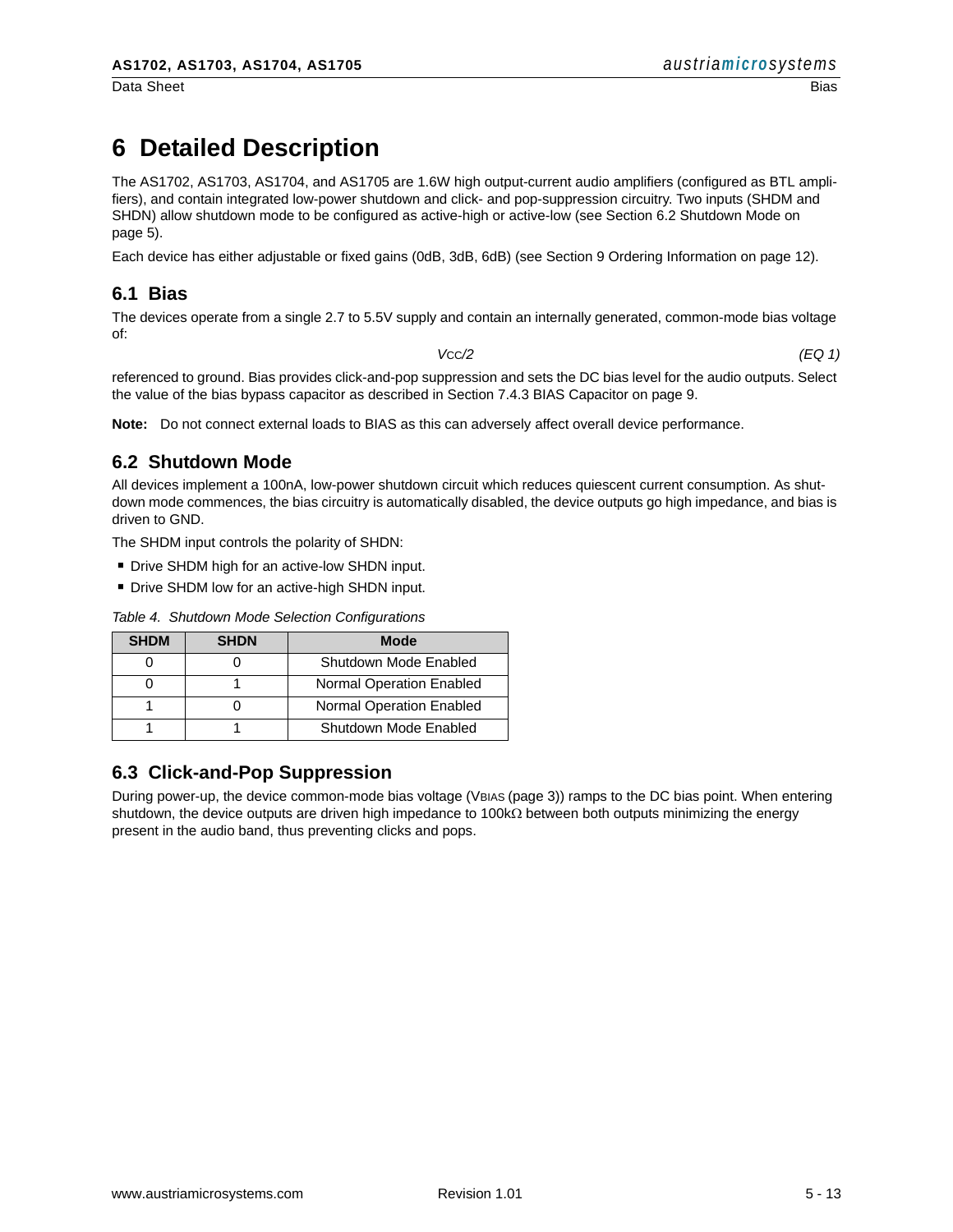# 6 Detailed Description

The AS1702, AS1703, AS1704, and AS1705 are 1.6W high output-current audio amplifiers (configured as BTL amplifiers), and contain integrated low-power shutdown and click- and pop-suppression circuitry. Two inputs (SHDM and SHDN) allow shutdown mode to be configured as active-high or active-low (see Section 6.2 Shutdown Mode on page 5).

Each device has either adjustable or fixed gains (0dB, 3dB, 6dB) (see Section 9 Ordering Information on page 12).

## 6.1 Bias

The devices operate from a single 2.7 to 5.5V supply and contain an internally generated, common-mode bias voltage of:

$$V_{CC}/2 \qquad \text{(EQ 1)}$$

referenced to ground. Bias provides click-and-pop suppression and sets the DC bias level for the audio outputs. Select the value of the bias bypass capacitor as described in Section 7.4.3 BIAS Capacitor on page 9.

**Note:** Do not connect external loads to BIAS as this can adversely affect overall device performance.

## 6.2 Shutdown Mode

All devices implement a 100nA, low-power shutdown circuit which reduces quiescent current consumption. As shutdown mode commences, the bias circuitry is automatically disabled, the device outputs go high impedance, and bias is driven to GND.

The SHDM input controls the polarity of SHDN:

- Drive SHDM high for an active-low SHDN input.
- Drive SHDM low for an active-high SHDN input.

*Table 4. Shutdown Mode Selection Configurations*

| SHDM | SHDN | Mode |
|---|---|---|
| 0 | 0 | Shutdown Mode Enabled |
| 0 | 1 | Normal Operation Enabled |
| 1 | 0 | Normal Operation Enabled |
| 1 | 1 | Shutdown Mode Enabled |

## 6.3 Click-and-Pop Suppression

During power-up, the device common-mode bias voltage ($V_{BIAS}$ (page 3)) ramps to the DC bias point. When entering shutdown, the device outputs are driven high impedance to 100kΩ between both outputs minimizing the energy present in the audio band, thus preventing clicks and pops.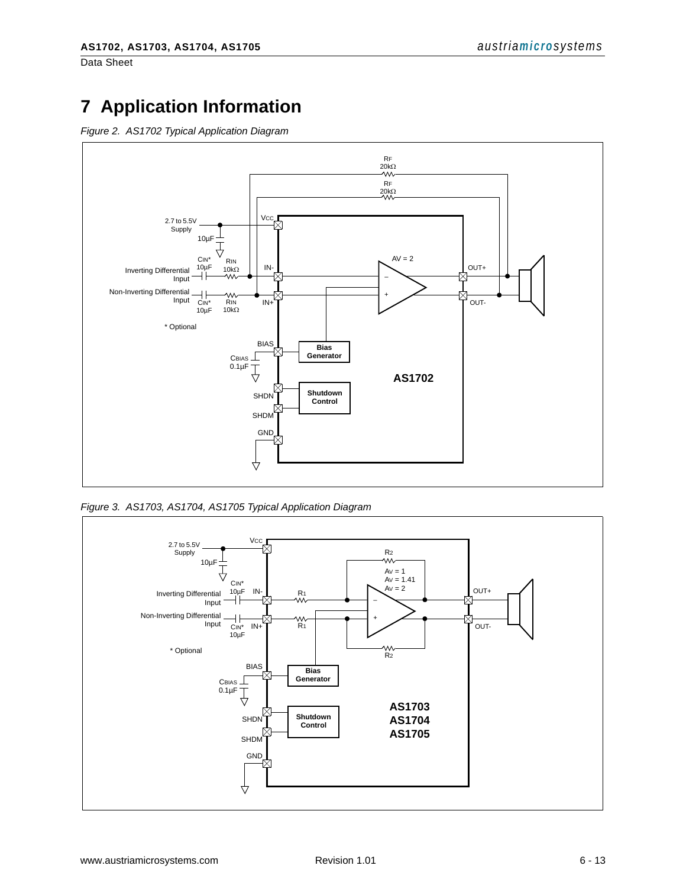# 7 Application Information

*Figure 2. AS1702 Typical Application Diagram*

*Figure 3. AS1703, AS1704, AS1705 Typical Application Diagram*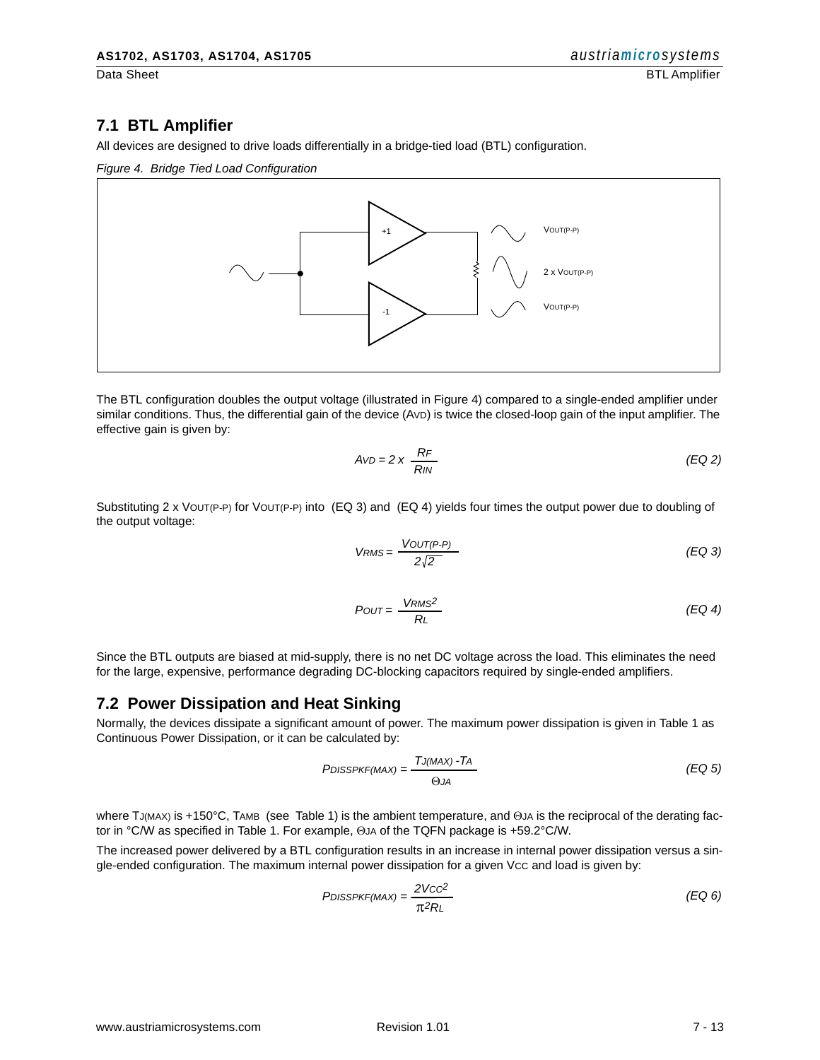## 7.1 BTL Amplifier

All devices are designed to drive loads differentially in a bridge-tied load (BTL) configuration.

*Figure 4. Bridge Tied Load Configuration*

The BTL configuration doubles the output voltage (illustrated in Figure 4) compared to a single-ended amplifier under similar conditions. Thus, the differential gain of the device ($A_{VD}$) is twice the closed-loop gain of the input amplifier. The effective gain is given by:

$$A_{VD} = 2 \times \frac{R_F}{R_{IN}} \tag{EQ 2}$$

Substituting 2 x $V_{OUT(P-P)}$ for $V_{OUT(P-P)}$ into (EQ 3) and (EQ 4) yields four times the output power due to doubling of the output voltage:

$$V_{RMS} = \frac{V_{OUT(P-P)}}{2\sqrt{2}} \tag{EQ 3}$$

$$P_{OUT} = \frac{V_{RMS}^2}{R_L} \tag{EQ 4}$$

Since the BTL outputs are biased at mid-supply, there is no net DC voltage across the load. This eliminates the need for the large, expensive, performance degrading DC-blocking capacitors required by single-ended amplifiers.

## 7.2 Power Dissipation and Heat Sinking

Normally, the devices dissipate a significant amount of power. The maximum power dissipation is given in Table 1 as Continuous Power Dissipation, or it can be calculated by:

$$P_{DISSPKF(MAX)} = \frac{T_{J(MAX)} - T_A}{\Theta_{JA}} \tag{EQ 5}$$

where $T_{J(MAX)}$ is +150°C, $T_{AMB}$ (see Table 1) is the ambient temperature, and $\Theta_{JA}$ is the reciprocal of the derating factor in °C/W as specified in Table 1. For example, $\Theta_{JA}$ of the TQFN package is +59.2°C/W.

The increased power delivered by a BTL configuration results in an increase in internal power dissipation versus a single-ended configuration. The maximum internal power dissipation for a given $V_{CC}$ and load is given by:

$$P_{DISSPKF(MAX)} = \frac{2V_{CC}^2}{\pi^2 R_L} \tag{EQ 6}$$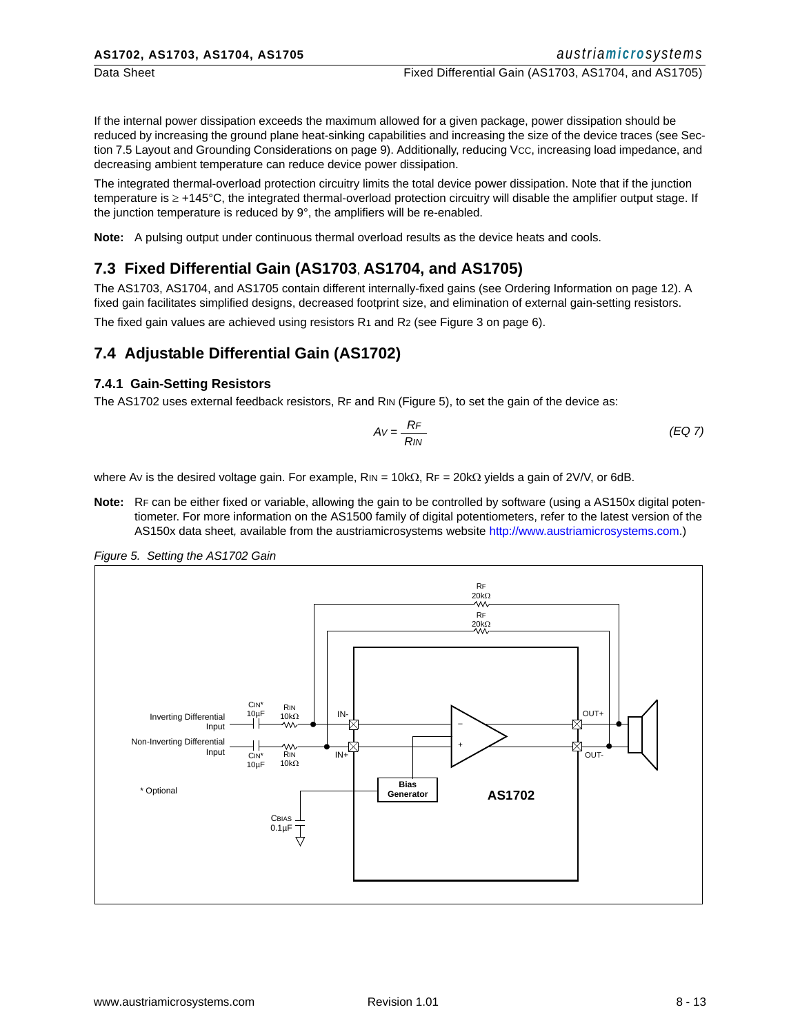If the internal power dissipation exceeds the maximum allowed for a given package, power dissipation should be reduced by increasing the ground plane heat-sinking capabilities and increasing the size of the device traces (see Section 7.5 Layout and Grounding Considerations on page 9). Additionally, reducing $V_{CC}$, increasing load impedance, and decreasing ambient temperature can reduce device power dissipation.

The integrated thermal-overload protection circuitry limits the total device power dissipation. Note that if the junction temperature is ≥ +145°C, the integrated thermal-overload protection circuitry will disable the amplifier output stage. If the junction temperature is reduced by 9°, the amplifiers will be re-enabled.

**Note:** A pulsing output under continuous thermal overload results as the device heats and cools.

## 7.3 Fixed Differential Gain (AS1703, AS1704, and AS1705)

The AS1703, AS1704, and AS1705 contain different internally-fixed gains (see Ordering Information on page 12). A fixed gain facilitates simplified designs, decreased footprint size, and elimination of external gain-setting resistors.

The fixed gain values are achieved using resistors $R_1$ and $R_2$ (see Figure 3 on page 6).

## 7.4 Adjustable Differential Gain (AS1702)

### 7.4.1 Gain-Setting Resistors

The AS1702 uses external feedback resistors, $R_F$ and $R_{IN}$ (Figure 5), to set the gain of the device as:

$$A_V = \frac{R_F}{R_{IN}} \qquad \text{(EQ 7)}$$

where $A_V$ is the desired voltage gain. For example, $R_{IN}$ = 10kΩ, $R_F$ = 20kΩ yields a gain of 2V/V, or 6dB.

**Note:** $R_F$ can be either fixed or variable, allowing the gain to be controlled by software (using a AS150x digital potentiometer. For more information on the AS1500 family of digital potentiometers, refer to the latest version of the AS150x data sheet, available from the austriamicrosystems website http://www.austriamicrosystems.com.)

*Figure 5. Setting the AS1702 Gain*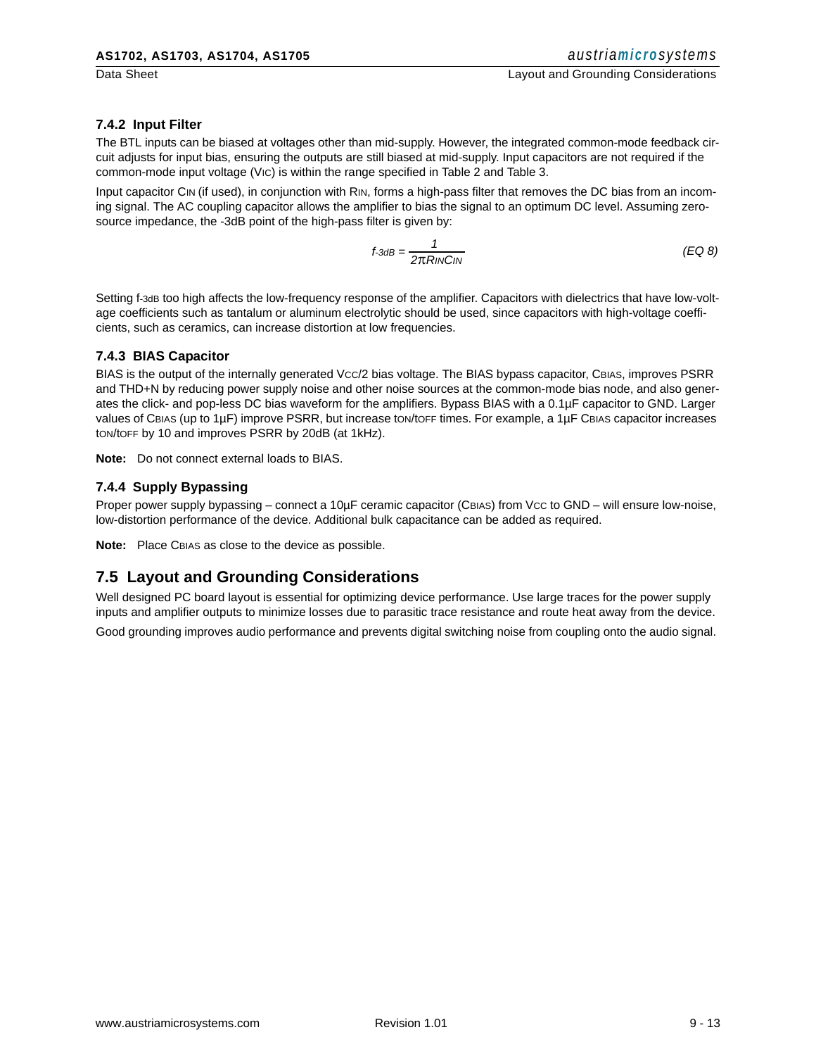### 7.4.2 Input Filter

The BTL inputs can be biased at voltages other than mid-supply. However, the integrated common-mode feedback circuit adjusts for input bias, ensuring the outputs are still biased at mid-supply. Input capacitors are not required if the common-mode input voltage ($V_{IC}$) is within the range specified in Table 2 and Table 3.

Input capacitor $C_{IN}$ (if used), in conjunction with $R_{IN}$, forms a high-pass filter that removes the DC bias from an incoming signal. The AC coupling capacitor allows the amplifier to bias the signal to an optimum DC level. Assuming zero-source impedance, the -3dB point of the high-pass filter is given by:

$$f_{-3dB} = \frac{1}{2\pi R_{IN} C_{IN}} \qquad \text{(EQ 8)}$$

Setting $f_{-3dB}$ too high affects the low-frequency response of the amplifier. Capacitors with dielectrics that have low-voltage coefficients such as tantalum or aluminum electrolytic should be used, since capacitors with high-voltage coefficients, such as ceramics, can increase distortion at low frequencies.

### 7.4.3 BIAS Capacitor

BIAS is the output of the internally generated $V_{CC}/2$ bias voltage. The BIAS bypass capacitor, $C_{BIAS}$, improves PSRR and THD+N by reducing power supply noise and other noise sources at the common-mode bias node, and also generates the click- and pop-less DC bias waveform for the amplifiers. Bypass BIAS with a 0.1µF capacitor to GND. Larger values of $C_{BIAS}$ (up to 1µF) improve PSRR, but increase $t_{ON}/t_{OFF}$ times. For example, a 1µF $C_{BIAS}$ capacitor increases $t_{ON}/t_{OFF}$ by 10 and improves PSRR by 20dB (at 1kHz).

**Note:** Do not connect external loads to BIAS.

### 7.4.4 Supply Bypassing

Proper power supply bypassing – connect a 10µF ceramic capacitor ($C_{BIAS}$) from $V_{CC}$ to GND – will ensure low-noise, low-distortion performance of the device. Additional bulk capacitance can be added as required.

**Note:** Place $C_{BIAS}$ as close to the device as possible.

## 7.5 Layout and Grounding Considerations

Well designed PC board layout is essential for optimizing device performance. Use large traces for the power supply inputs and amplifier outputs to minimize losses due to parasitic trace resistance and route heat away from the device.

Good grounding improves audio performance and prevents digital switching noise from coupling onto the audio signal.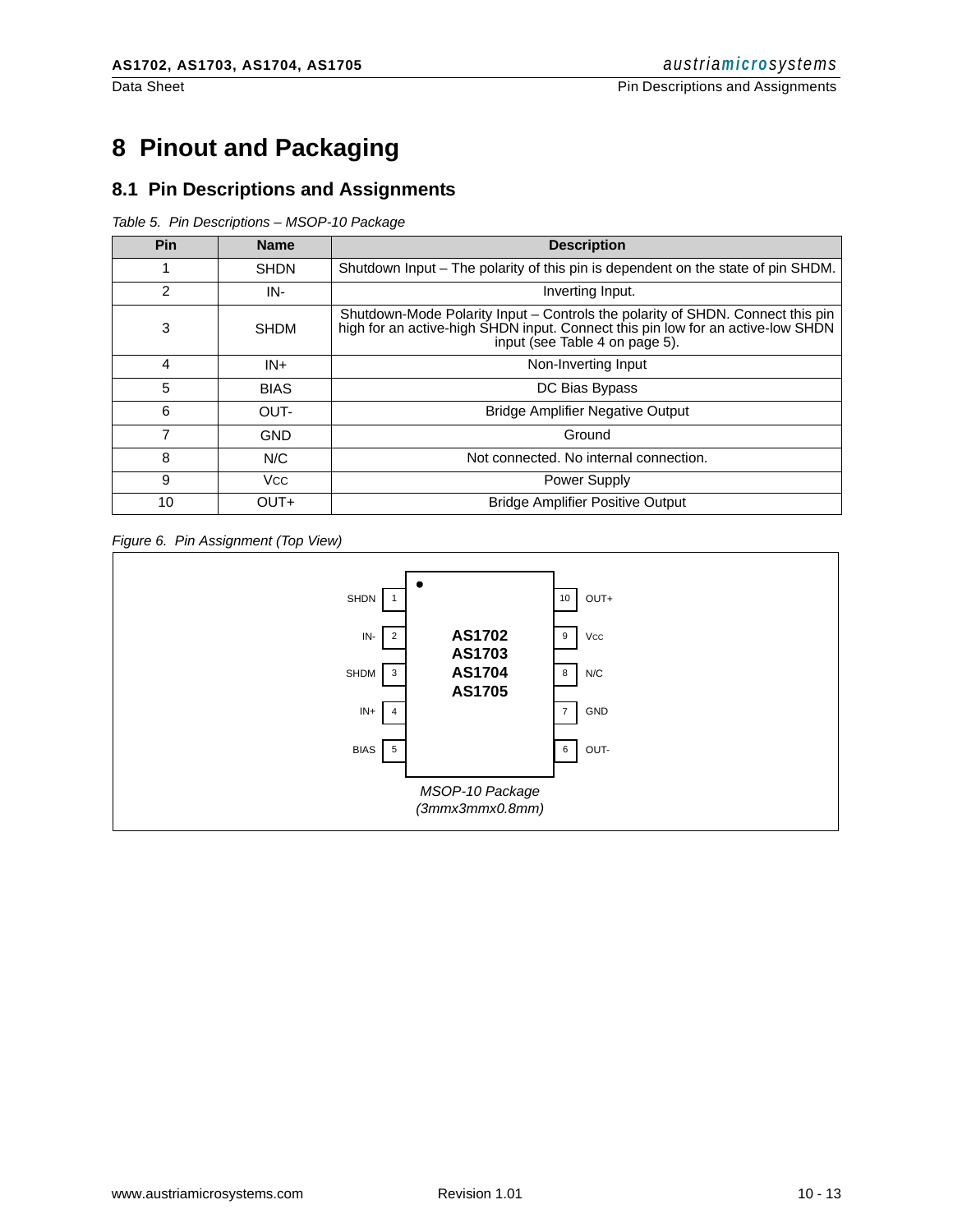# 8 Pinout and Packaging

## 8.1 Pin Descriptions and Assignments

*Table 5. Pin Descriptions – MSOP-10 Package*

| Pin | Name | Description |
|---|---|---|
| 1 | SHDN | Shutdown Input – The polarity of this pin is dependent on the state of pin SHDM. |
| 2 | IN- | Inverting Input. |
| 3 | SHDM | Shutdown-Mode Polarity Input – Controls the polarity of SHDN. Connect this pin high for an active-high SHDN input. Connect this pin low for an active-low SHDN input (see Table 4 on page 5). |
| 4 | IN+ | Non-Inverting Input |
| 5 | BIAS | DC Bias Bypass |
| 6 | OUT- | Bridge Amplifier Negative Output |
| 7 | GND | Ground |
| 8 | N/C | Not connected. No internal connection. |
| 9 | VCC | Power Supply |
| 10 | OUT+ | Bridge Amplifier Positive Output |

*Figure 6. Pin Assignment (Top View)*

| Pin Name | Pin | | Pin | Pin Name |
|---|---|---|---|---|
| SHDN | 1 | AS1702 | 10 | OUT+ |
| IN- | 2 | AS1703 | 9 | VCC |
| SHDM | 3 | AS1704 | 8 | N/C |
| IN+ | 4 | AS1705 | 7 | GND |
| BIAS | 5 | | 6 | OUT- |

*MSOP-10 Package (3mmx3mmx0.8mm)*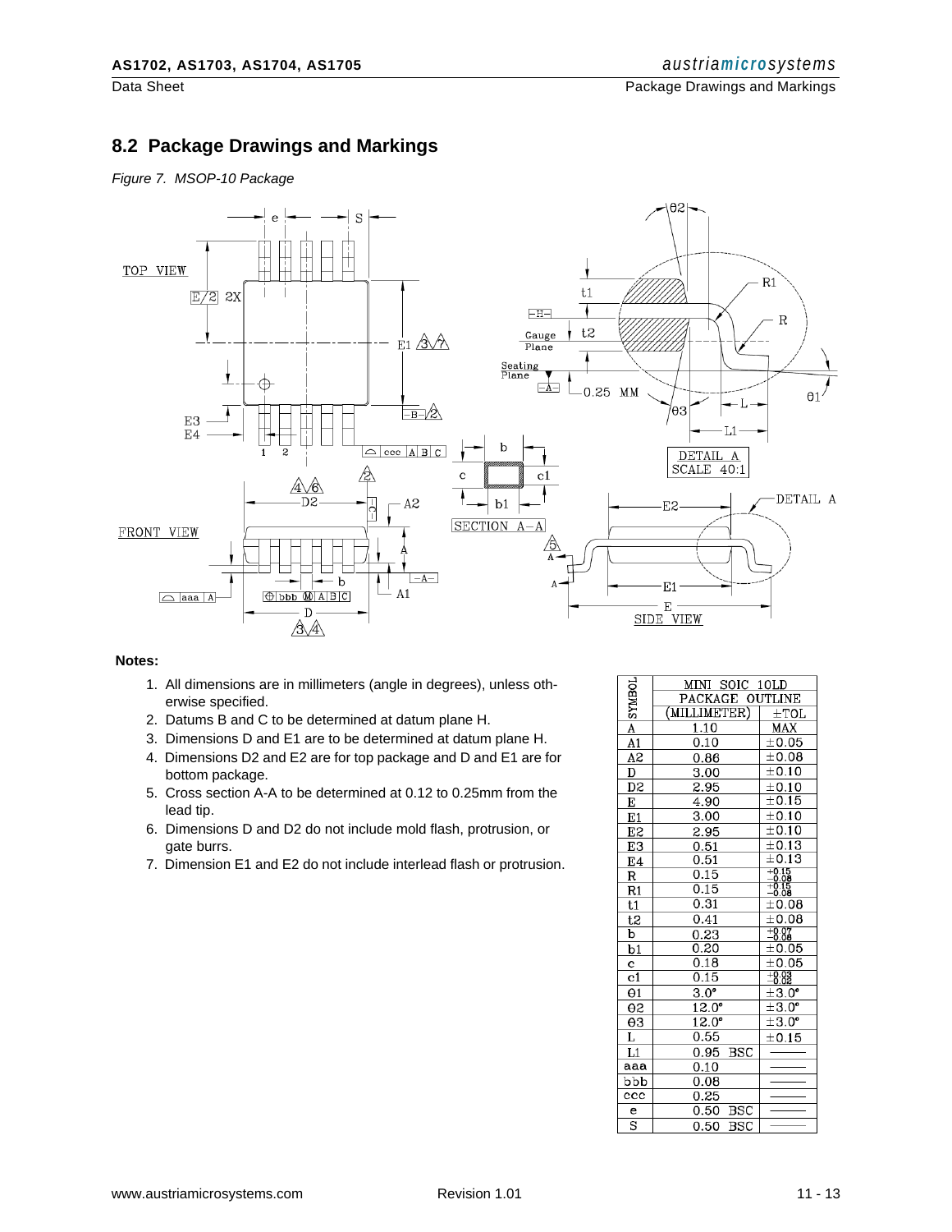## 8.2 Package Drawings and Markings

*Figure 7. MSOP-10 Package*

**Notes:**

1. All dimensions are in millimeters (angle in degrees), unless otherwise specified.
2. Datums B and C to be determined at datum plane H.
3. Dimensions D and E1 are to be determined at datum plane H.
4. Dimensions D2 and E2 are for top package and D and E1 are for bottom package.
5. Cross section A-A to be determined at 0.12 to 0.25mm from the lead tip.
6. Dimensions D and D2 do not include mold flash, protrusion, or gate burrs.
7. Dimension E1 and E2 do not include interlead flash or protrusion.

| SYMBOL | MINI SOIC 10LD PACKAGE OUTLINE | |
|---|---|---|
| | (MILLIMETER) | ±TOL |
| A | 1.10 | MAX |
| A1 | 0.10 | ±0.05 |
| A2 | 0.86 | ±0.08 |
| D | 3.00 | ±0.10 |
| D2 | 2.95 | ±0.10 |
| E | 4.90 | ±0.15 |
| E1 | 3.00 | ±0.10 |
| E2 | 2.95 | ±0.10 |
| E3 | 0.51 | ±0.13 |
| E4 | 0.51 | ±0.13 |
| R | 0.15 | +0.15 −0.08 |
| R1 | 0.15 | +0.15 −0.08 |
| t1 | 0.31 | ±0.08 |
| t2 | 0.41 | ±0.08 |
| b | 0.23 | +0.07 −0.08 |
| b1 | 0.20 | ±0.05 |
| c | 0.18 | ±0.05 |
| c1 | 0.15 | +0.03 −0.02 |
| θ1 | 3.0° | ±3.0° |
| θ2 | 12.0° | ±3.0° |
| θ3 | 12.0° | ±3.0° |
| L | 0.55 | ±0.15 |
| L1 | 0.95 BSC | |
| aaa | 0.10 | |
| bbb | 0.08 | |
| ccc | 0.25 | |
| e | 0.50 BSC | |
| S | 0.50 BSC | |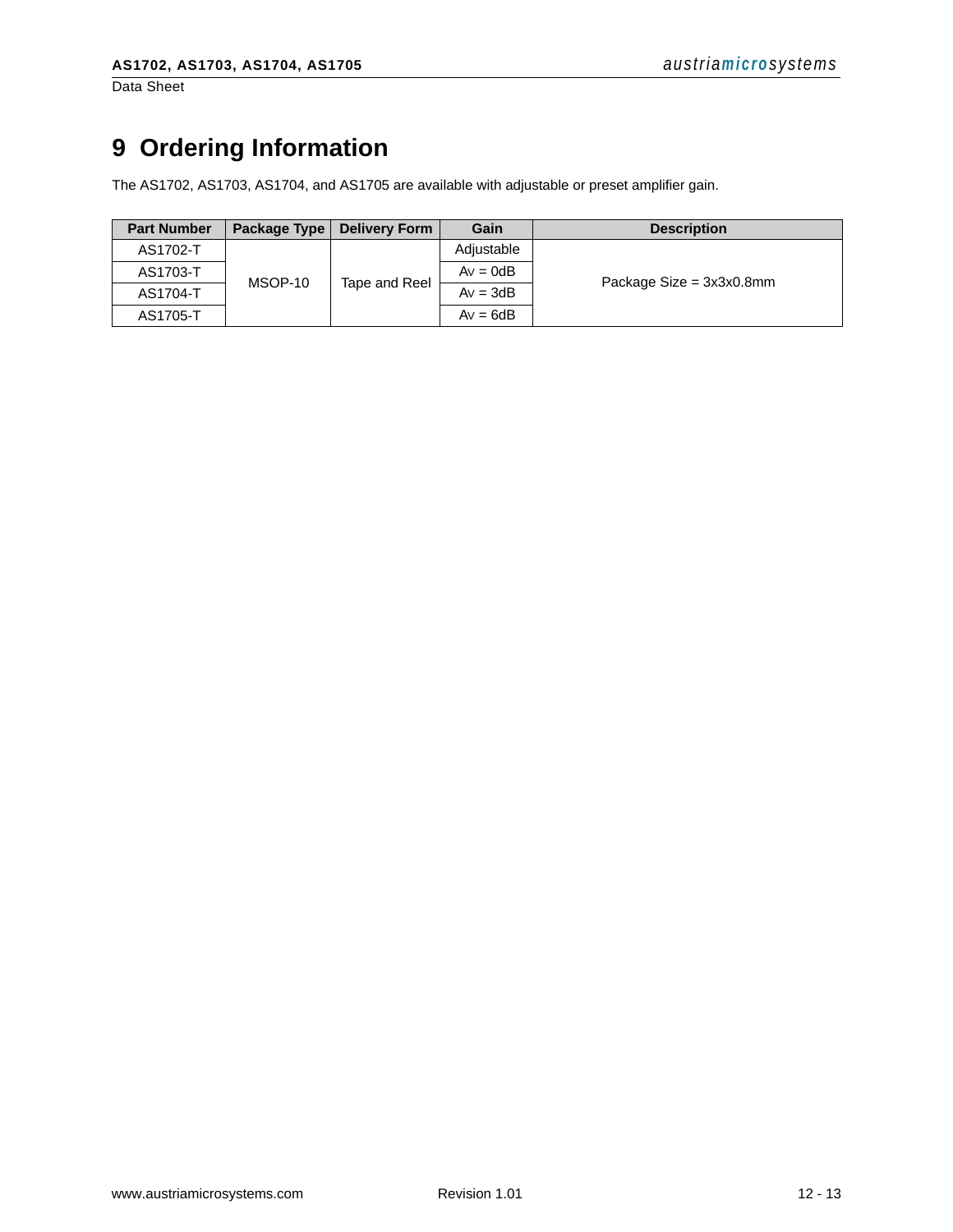# 9 Ordering Information

The AS1702, AS1703, AS1704, and AS1705 are available with adjustable or preset amplifier gain.

| Part Number | Package Type | Delivery Form | Gain | Description |
|---|---|---|---|---|
| AS1702-T | MSOP-10 | Tape and Reel | Adjustable | Package Size = 3x3x0.8mm |
| AS1703-T | | | Av = 0dB | |
| AS1704-T | | | Av = 3dB | |
| AS1705-T | | | Av = 6dB | |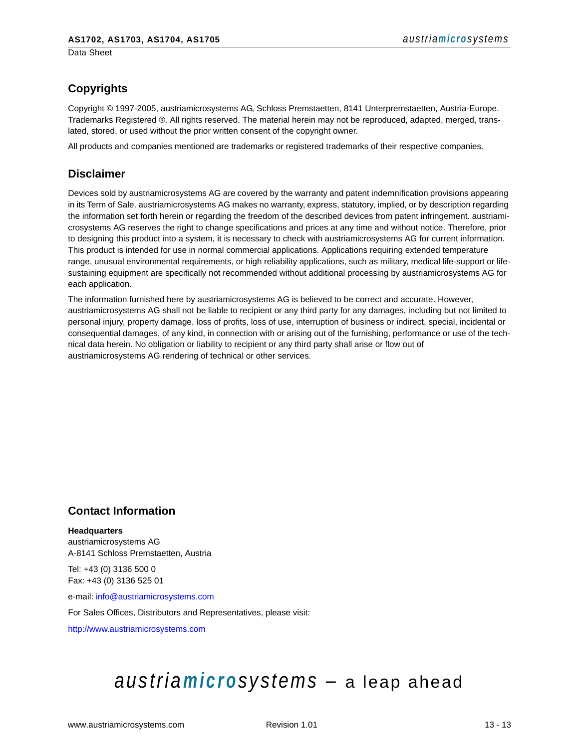## Copyrights

Copyright © 1997-2005, austriamicrosystems AG, Schloss Premstaetten, 8141 Unterpremstaetten, Austria-Europe. Trademarks Registered ®. All rights reserved. The material herein may not be reproduced, adapted, merged, translated, stored, or used without the prior written consent of the copyright owner.

All products and companies mentioned are trademarks or registered trademarks of their respective companies.

## Disclaimer

Devices sold by austriamicrosystems AG are covered by the warranty and patent indemnification provisions appearing in its Term of Sale. austriamicrosystems AG makes no warranty, express, statutory, implied, or by description regarding the information set forth herein or regarding the freedom of the described devices from patent infringement. austriamicrosystems AG reserves the right to change specifications and prices at any time and without notice. Therefore, prior to designing this product into a system, it is necessary to check with austriamicrosystems AG for current information. This product is intended for use in normal commercial applications. Applications requiring extended temperature range, unusual environmental requirements, or high reliability applications, such as military, medical life-support or life-sustaining equipment are specifically not recommended without additional processing by austriamicrosystems AG for each application.

The information furnished here by austriamicrosystems AG is believed to be correct and accurate. However, austriamicrosystems AG shall not be liable to recipient or any third party for any damages, including but not limited to personal injury, property damage, loss of profits, loss of use, interruption of business or indirect, special, incidental or consequential damages, of any kind, in connection with or arising out of the furnishing, performance or use of the technical data herein. No obligation or liability to recipient or any third party shall arise or flow out of austriamicrosystems AG rendering of technical or other services.

## Contact Information

**Headquarters**
austriamicrosystems AG
A-8141 Schloss Premstaetten, Austria

Tel: +43 (0) 3136 500 0
Fax: +43 (0) 3136 525 01

e-mail: info@austriamicrosystems.com

For Sales Offices, Distributors and Representatives, please visit:

http://www.austriamicrosystems.com

*austriamicrosystems* – a leap ahead